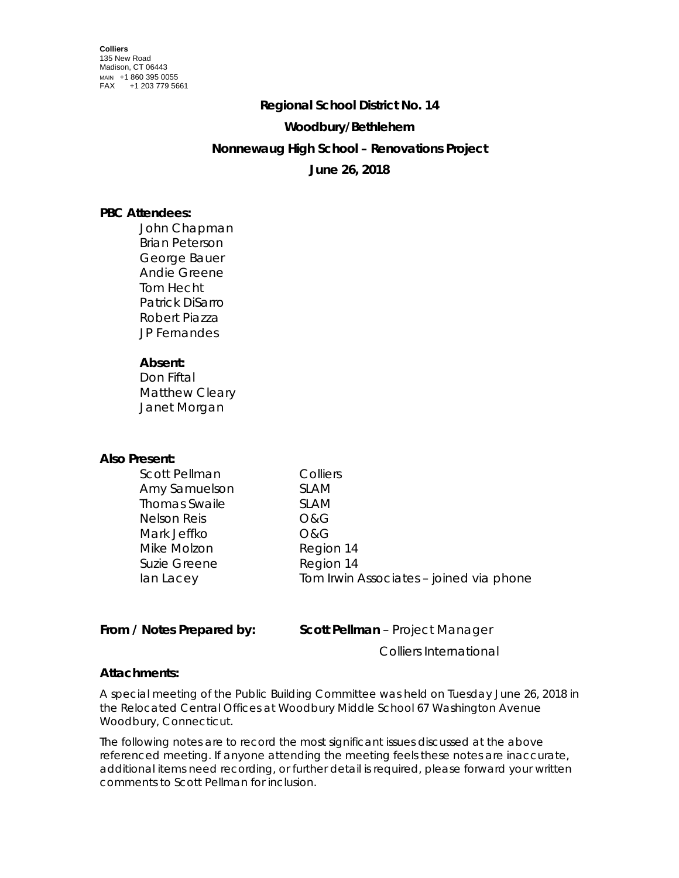**Colliers**
135 New Road
Madison, CT 06443
MAIN +1 860 395 0055
FAX +1 203 779 5661

**Regional School District No. 14**

**Woodbury/Bethlehem**

**Nonnewaug High School – Renovations Project**

**June 26, 2018**

**PBC Attendees:**

John Chapman
Brian Peterson
George Bauer
Andie Greene
Tom Hecht
Patrick DiSarro
Robert Piazza
JP Fernandes

**Absent:**

Don Fiftal
Matthew Cleary
Janet Morgan

**Also Present:**

| | |
|---|---|
| Scott Pellman | Colliers |
| Amy Samuelson | SLAM |
| Thomas Swaile | SLAM |
| Nelson Reis | O&G |
| Mark Jeffko | O&G |
| Mike Molzon | Region 14 |
| Suzie Greene | Region 14 |
| Ian Lacey | Tom Irwin Associates – joined via phone |

**From / Notes Prepared by:** **Scott Pellman** – Project Manager
Colliers International

**Attachments:**

A special meeting of the Public Building Committee was held on Tuesday June 26, 2018 in the Relocated Central Offices at Woodbury Middle School 67 Washington Avenue Woodbury, Connecticut.

The following notes are to record the most significant issues discussed at the above referenced meeting. If anyone attending the meeting feels these notes are inaccurate, additional items need recording, or further detail is required, please forward your written comments to Scott Pellman for inclusion.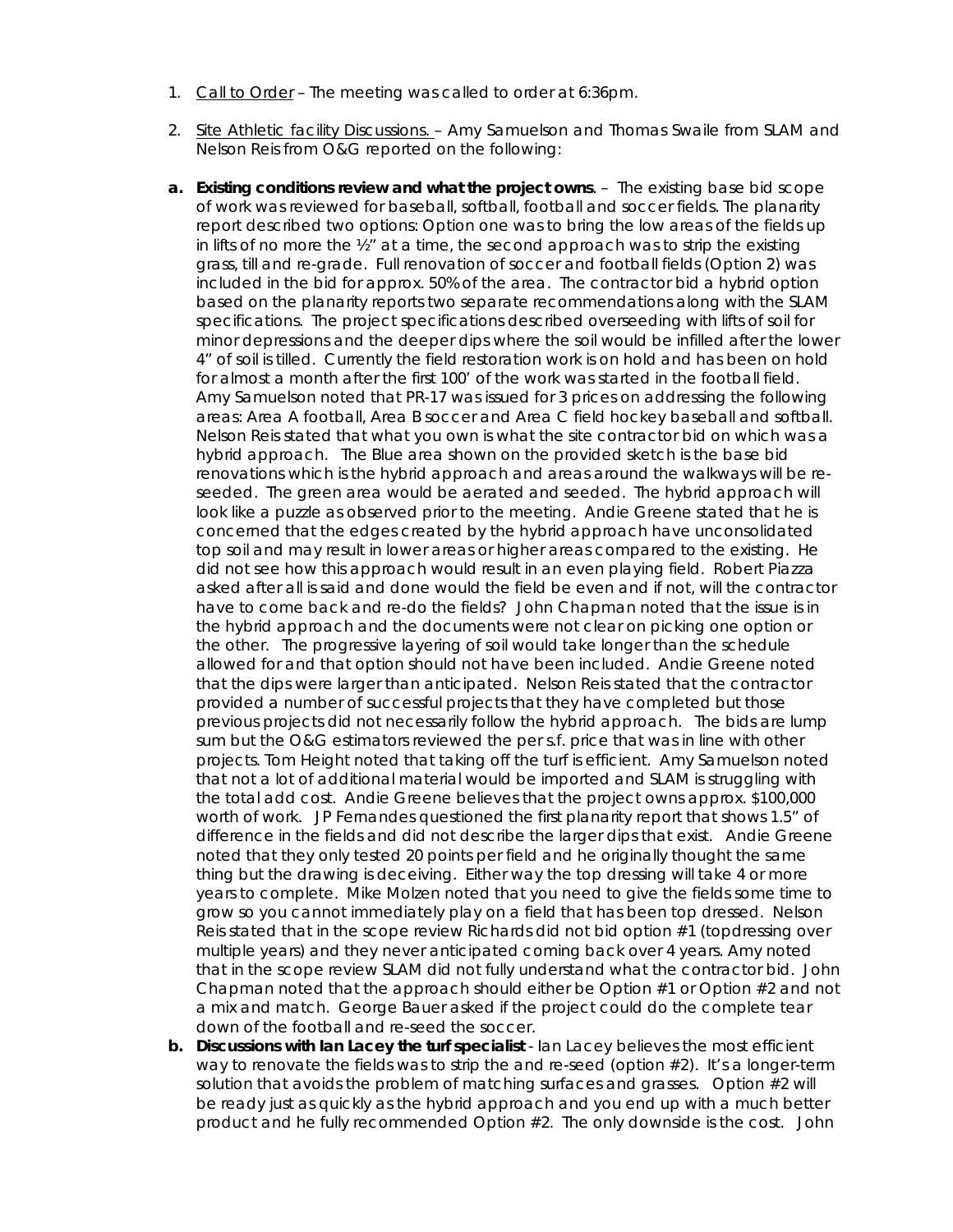1. Call to Order – The meeting was called to order at 6:36pm.

2. Site Athletic facility Discussions. – Amy Samuelson and Thomas Swaile from SLAM and Nelson Reis from O&G reported on the following:

**a. Existing conditions review and what the project owns**. – The existing base bid scope of work was reviewed for baseball, softball, football and soccer fields. The planarity report described two options: Option one was to bring the low areas of the fields up in lifts of no more the ½" at a time, the second approach was to strip the existing grass, till and re-grade. Full renovation of soccer and football fields (Option 2) was included in the bid for approx. 50% of the area. The contractor bid a hybrid option based on the planarity reports two separate recommendations along with the SLAM specifications. The project specifications described overseeding with lifts of soil for minor depressions and the deeper dips where the soil would be infilled after the lower 4" of soil is tilled. Currently the field restoration work is on hold and has been on hold for almost a month after the first 100' of the work was started in the football field. Amy Samuelson noted that PR-17 was issued for 3 prices on addressing the following areas: Area A football, Area B soccer and Area C field hockey baseball and softball. Nelson Reis stated that what you own is what the site contractor bid on which was a hybrid approach. The Blue area shown on the provided sketch is the base bid renovations which is the hybrid approach and areas around the walkways will be re-seeded. The green area would be aerated and seeded. The hybrid approach will look like a puzzle as observed prior to the meeting. Andie Greene stated that he is concerned that the edges created by the hybrid approach have unconsolidated top soil and may result in lower areas or higher areas compared to the existing. He did not see how this approach would result in an even playing field. Robert Piazza asked after all is said and done would the field be even and if not, will the contractor have to come back and re-do the fields? John Chapman noted that the issue is in the hybrid approach and the documents were not clear on picking one option or the other. The progressive layering of soil would take longer than the schedule allowed for and that option should not have been included. Andie Greene noted that the dips were larger than anticipated. Nelson Reis stated that the contractor provided a number of successful projects that they have completed but those previous projects did not necessarily follow the hybrid approach. The bids are lump sum but the O&G estimators reviewed the per s.f. price that was in line with other projects. Tom Height noted that taking off the turf is efficient. Amy Samuelson noted that not a lot of additional material would be imported and SLAM is struggling with the total add cost. Andie Greene believes that the project owns approx. $100,000 worth of work. JP Fernandes questioned the first planarity report that shows 1.5" of difference in the fields and did not describe the larger dips that exist. Andie Greene noted that they only tested 20 points per field and he originally thought the same thing but the drawing is deceiving. Either way the top dressing will take 4 or more years to complete. Mike Molzen noted that you need to give the fields some time to grow so you cannot immediately play on a field that has been top dressed. Nelson Reis stated that in the scope review Richards did not bid option #1 (topdressing over multiple years) and they never anticipated coming back over 4 years. Amy noted that in the scope review SLAM did not fully understand what the contractor bid. John Chapman noted that the approach should either be Option #1 or Option #2 and not a mix and match. George Bauer asked if the project could do the complete tear down of the football and re-seed the soccer.

**b. Discussions with Ian Lacey the turf specialist** - Ian Lacey believes the most efficient way to renovate the fields was to strip the and re-seed (option #2). It's a longer-term solution that avoids the problem of matching surfaces and grasses. Option #2 will be ready just as quickly as the hybrid approach and you end up with a much better product and he fully recommended Option #2. The only downside is the cost. John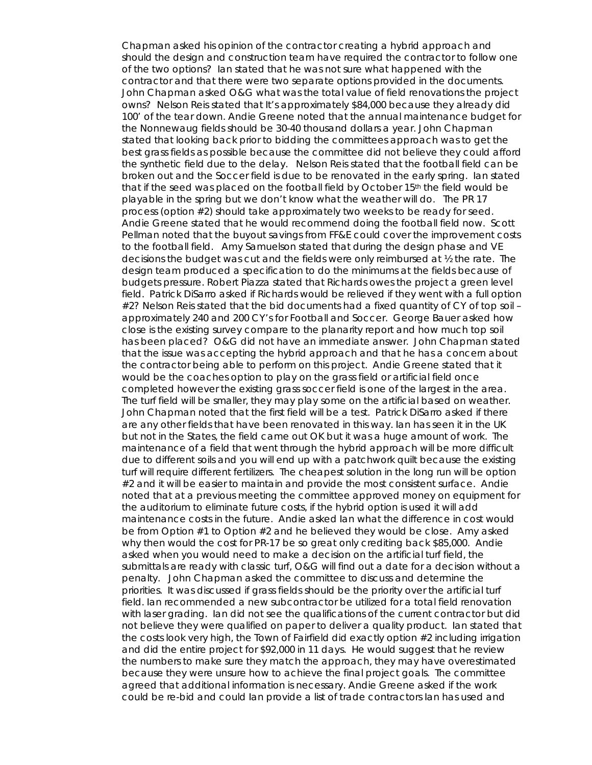Chapman asked his opinion of the contractor creating a hybrid approach and should the design and construction team have required the contractor to follow one of the two options? Ian stated that he was not sure what happened with the contractor and that there were two separate options provided in the documents. John Chapman asked O&G what was the total value of field renovations the project owns? Nelson Reis stated that It's approximately $84,000 because they already did 100' of the tear down. Andie Greene noted that the annual maintenance budget for the Nonnewaug fields should be 30-40 thousand dollars a year. John Chapman stated that looking back prior to bidding the committees approach was to get the best grass fields as possible because the committee did not believe they could afford the synthetic field due to the delay. Nelson Reis stated that the football field can be broken out and the Soccer field is due to be renovated in the early spring. Ian stated that if the seed was placed on the football field by October 15th the field would be playable in the spring but we don't know what the weather will do. The PR 17 process (option #2) should take approximately two weeks to be ready for seed. Andie Greene stated that he would recommend doing the football field now. Scott Pellman noted that the buyout savings from FF&E could cover the improvement costs to the football field. Amy Samuelson stated that during the design phase and VE decisions the budget was cut and the fields were only reimbursed at ½ the rate. The design team produced a specification to do the minimums at the fields because of budgets pressure. Robert Piazza stated that Richards owes the project a green level field. Patrick DiSarro asked if Richards would be relieved if they went with a full option #2? Nelson Reis stated that the bid documents had a fixed quantity of CY of top soil – approximately 240 and 200 CY's for Football and Soccer. George Bauer asked how close is the existing survey compare to the planarity report and how much top soil has been placed? O&G did not have an immediate answer. John Chapman stated that the issue was accepting the hybrid approach and that he has a concern about the contractor being able to perform on this project. Andie Greene stated that it would be the coaches option to play on the grass field or artificial field once completed however the existing grass soccer field is one of the largest in the area. The turf field will be smaller, they may play some on the artificial based on weather. John Chapman noted that the first field will be a test. Patrick DiSarro asked if there are any other fields that have been renovated in this way. Ian has seen it in the UK but not in the States, the field came out OK but it was a huge amount of work. The maintenance of a field that went through the hybrid approach will be more difficult due to different soils and you will end up with a patchwork quilt because the existing turf will require different fertilizers. The cheapest solution in the long run will be option #2 and it will be easier to maintain and provide the most consistent surface. Andie noted that at a previous meeting the committee approved money on equipment for the auditorium to eliminate future costs, if the hybrid option is used it will add maintenance costs in the future. Andie asked Ian what the difference in cost would be from Option #1 to Option #2 and he believed they would be close. Amy asked why then would the cost for PR-17 be so great only crediting back $85,000. Andie asked when you would need to make a decision on the artificial turf field, the submittals are ready with classic turf, O&G will find out a date for a decision without a penalty. John Chapman asked the committee to discuss and determine the priorities. It was discussed if grass fields should be the priority over the artificial turf field. Ian recommended a new subcontractor be utilized for a total field renovation with laser grading. Ian did not see the qualifications of the current contractor but did not believe they were qualified on paper to deliver a quality product. Ian stated that the costs look very high, the Town of Fairfield did exactly option #2 including irrigation and did the entire project for $92,000 in 11 days. He would suggest that he review the numbers to make sure they match the approach, they may have overestimated because they were unsure how to achieve the final project goals. The committee agreed that additional information is necessary. Andie Greene asked if the work could be re-bid and could Ian provide a list of trade contractors Ian has used and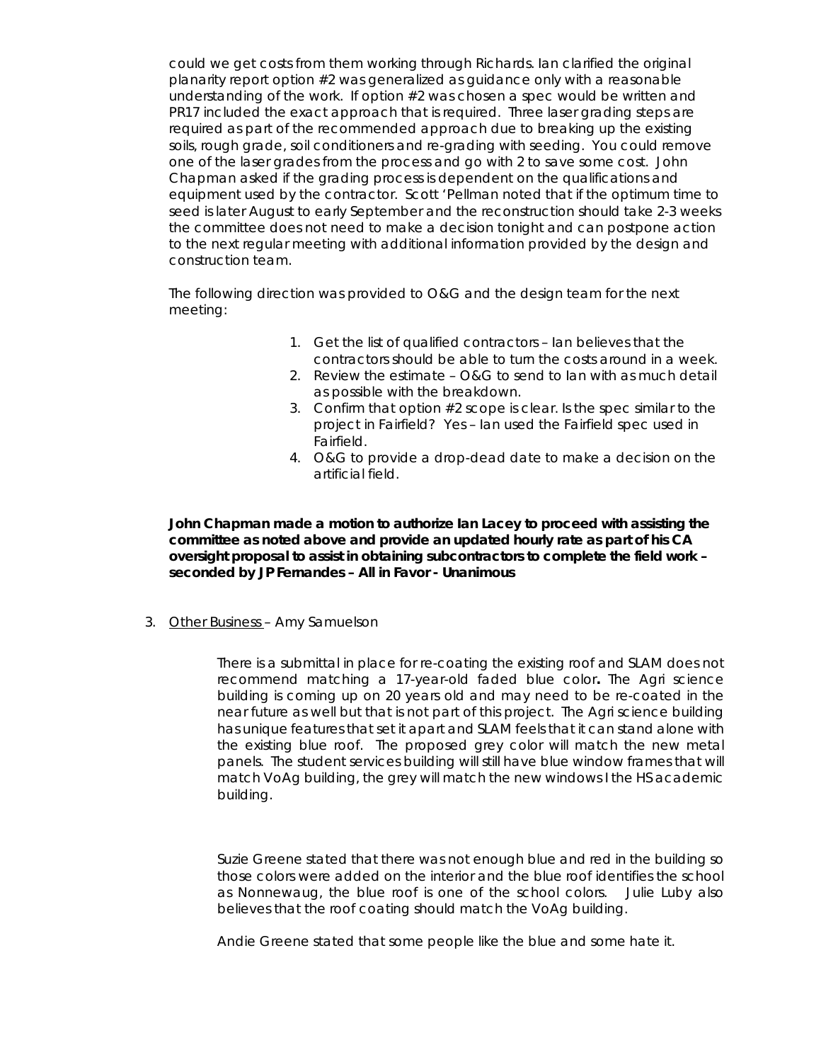could we get costs from them working through Richards. Ian clarified the original planarity report option #2 was generalized as guidance only with a reasonable understanding of the work. If option #2 was chosen a spec would be written and PR17 included the exact approach that is required. Three laser grading steps are required as part of the recommended approach due to breaking up the existing soils, rough grade, soil conditioners and re-grading with seeding. You could remove one of the laser grades from the process and go with 2 to save some cost. John Chapman asked if the grading process is dependent on the qualifications and equipment used by the contractor. Scott 'Pellman noted that if the optimum time to seed is later August to early September and the reconstruction should take 2-3 weeks the committee does not need to make a decision tonight and can postpone action to the next regular meeting with additional information provided by the design and construction team.

The following direction was provided to O&G and the design team for the next meeting:

1. Get the list of qualified contractors – Ian believes that the contractors should be able to turn the costs around in a week.
2. Review the estimate – O&G to send to Ian with as much detail as possible with the breakdown.
3. Confirm that option #2 scope is clear. Is the spec similar to the project in Fairfield? Yes – Ian used the Fairfield spec used in Fairfield.
4. O&G to provide a drop-dead date to make a decision on the artificial field.

**John Chapman made a motion to authorize Ian Lacey to proceed with assisting the committee as noted above and provide an updated hourly rate as part of his CA oversight proposal to assist in obtaining subcontractors to complete the field work – seconded by JP Fernandes – All in Favor - Unanimous**

3. Other Business – Amy Samuelson

There is a submittal in place for re-coating the existing roof and SLAM does not recommend matching a 17-year-old faded blue color**.** The Agri science building is coming up on 20 years old and may need to be re-coated in the near future as well but that is not part of this project. The Agri science building has unique features that set it apart and SLAM feels that it can stand alone with the existing blue roof. The proposed grey color will match the new metal panels. The student services building will still have blue window frames that will match VoAg building, the grey will match the new windows I the HS academic building.

Suzie Greene stated that there was not enough blue and red in the building so those colors were added on the interior and the blue roof identifies the school as Nonnewaug, the blue roof is one of the school colors. Julie Luby also believes that the roof coating should match the VoAg building.

Andie Greene stated that some people like the blue and some hate it.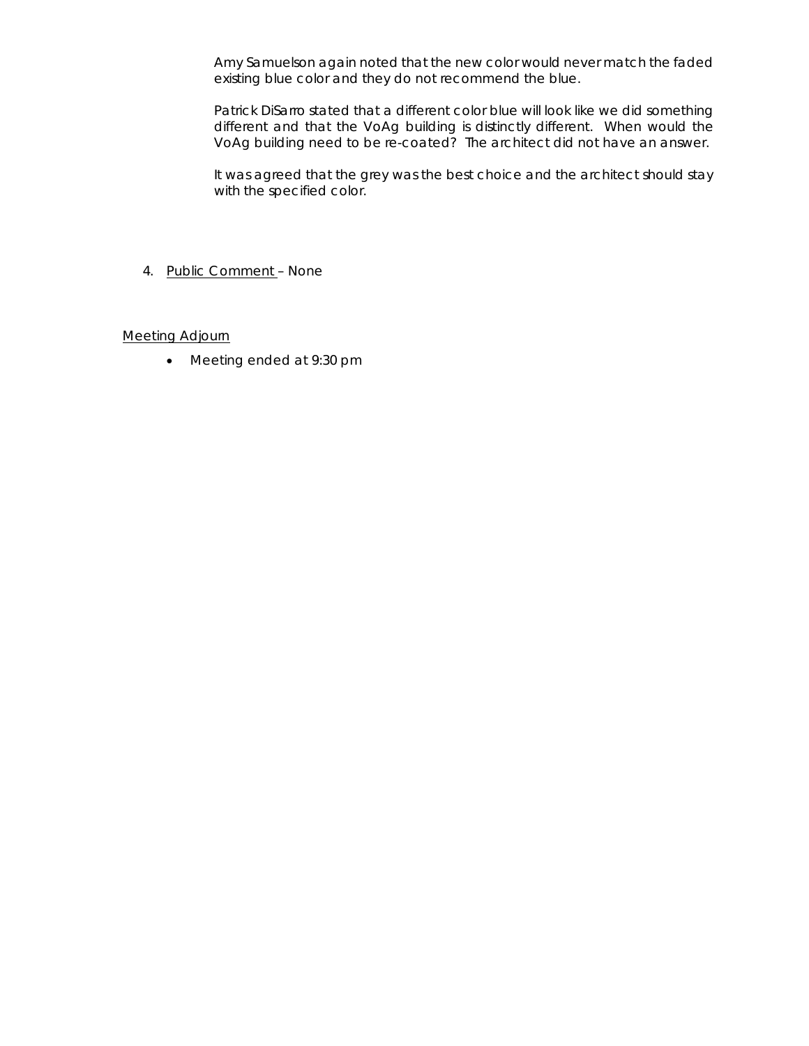Amy Samuelson again noted that the new color would never match the faded existing blue color and they do not recommend the blue.

Patrick DiSarro stated that a different color blue will look like we did something different and that the VoAg building is distinctly different. When would the VoAg building need to be re-coated? The architect did not have an answer.

It was agreed that the grey was the best choice and the architect should stay with the specified color.

4. Public Comment – None

Meeting Adjourn

- Meeting ended at 9:30 pm